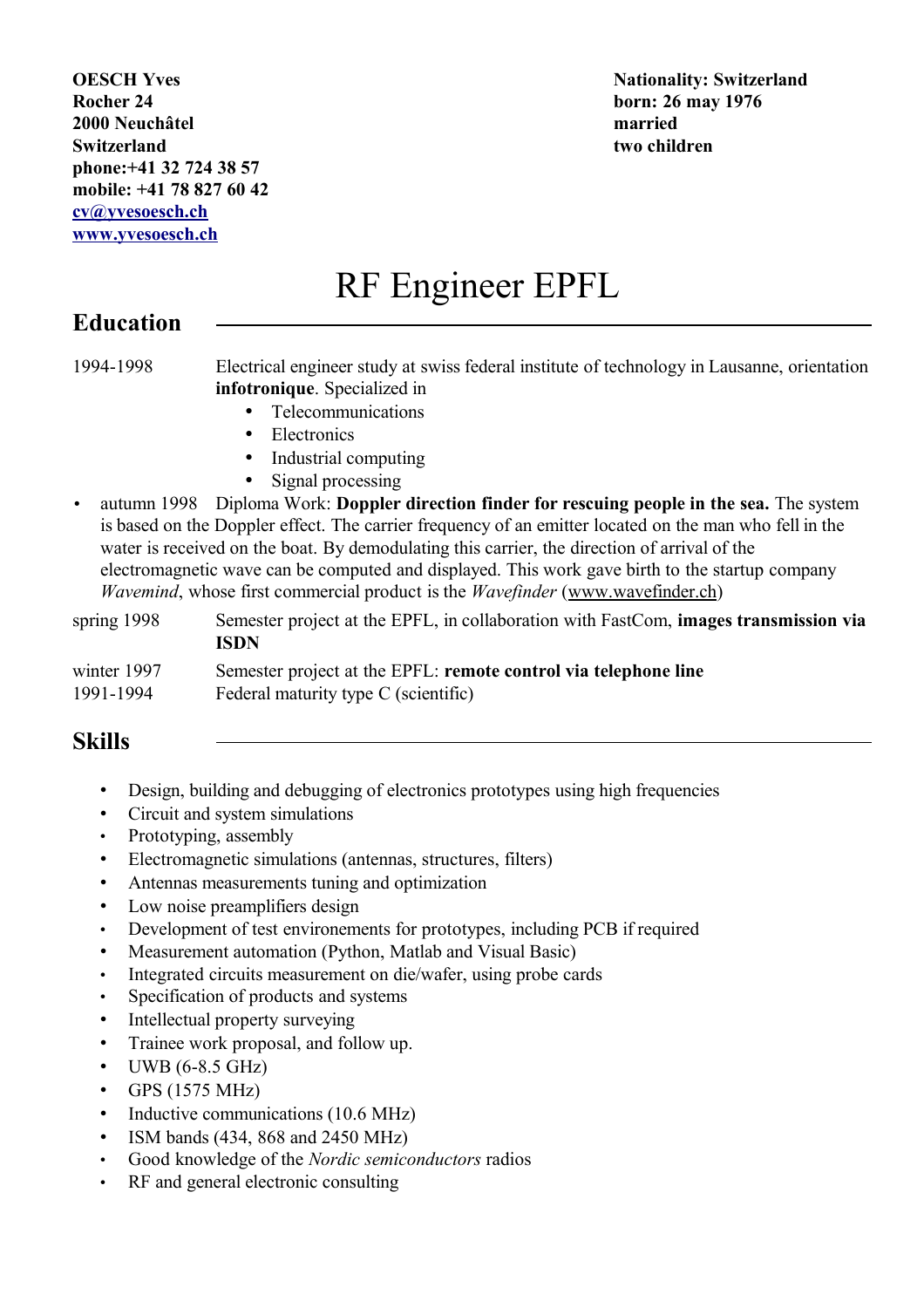**OESCH Yves**
**Rocher 24**
**2000 Neuchâtel**
**Switzerland**
**phone:+41 32 724 38 57**
**mobile: +41 78 827 60 42**
**[cv@yvesoesch.ch](mailto:cv@yvesoesch.ch)**
**[www.yvesoesch.ch](http://www.yvesoesch.ch)**

**Nationality: Switzerland**
**born: 26 may 1976**
**married**
**two children**

# RF Engineer EPFL

## Education

1994-1998 — Electrical engineer study at swiss federal institute of technology in Lausanne, orientation **infotronique**. Specialized in

- Telecommunications
- Electronics
- Industrial computing
- Signal processing

- autumn 1998 — Diploma Work: **Doppler direction finder for rescuing people in the sea.** The system is based on the Doppler effect. The carrier frequency of an emitter located on the man who fell in the water is received on the boat. By demodulating this carrier, the direction of arrival of the electromagnetic wave can be computed and displayed. This work gave birth to the startup company *Wavemind*, whose first commercial product is the *Wavefinder* (www.wavefinder.ch)

spring 1998 — Semester project at the EPFL, in collaboration with FastCom, **images transmission via ISDN**

winter 1997 — Semester project at the EPFL: **remote control via telephone line**

1991-1994 — Federal maturity type C (scientific)

## Skills

- Design, building and debugging of electronics prototypes using high frequencies
- Circuit and system simulations
- Prototyping, assembly
- Electromagnetic simulations (antennas, structures, filters)
- Antennas measurements tuning and optimization
- Low noise preamplifiers design
- Development of test environements for prototypes, including PCB if required
- Measurement automation (Python, Matlab and Visual Basic)
- Integrated circuits measurement on die/wafer, using probe cards
- Specification of products and systems
- Intellectual property surveying
- Trainee work proposal, and follow up.
- UWB (6-8.5 GHz)
- GPS (1575 MHz)
- Inductive communications (10.6 MHz)
- ISM bands (434, 868 and 2450 MHz)
- Good knowledge of the *Nordic semiconductors* radios
- RF and general electronic consulting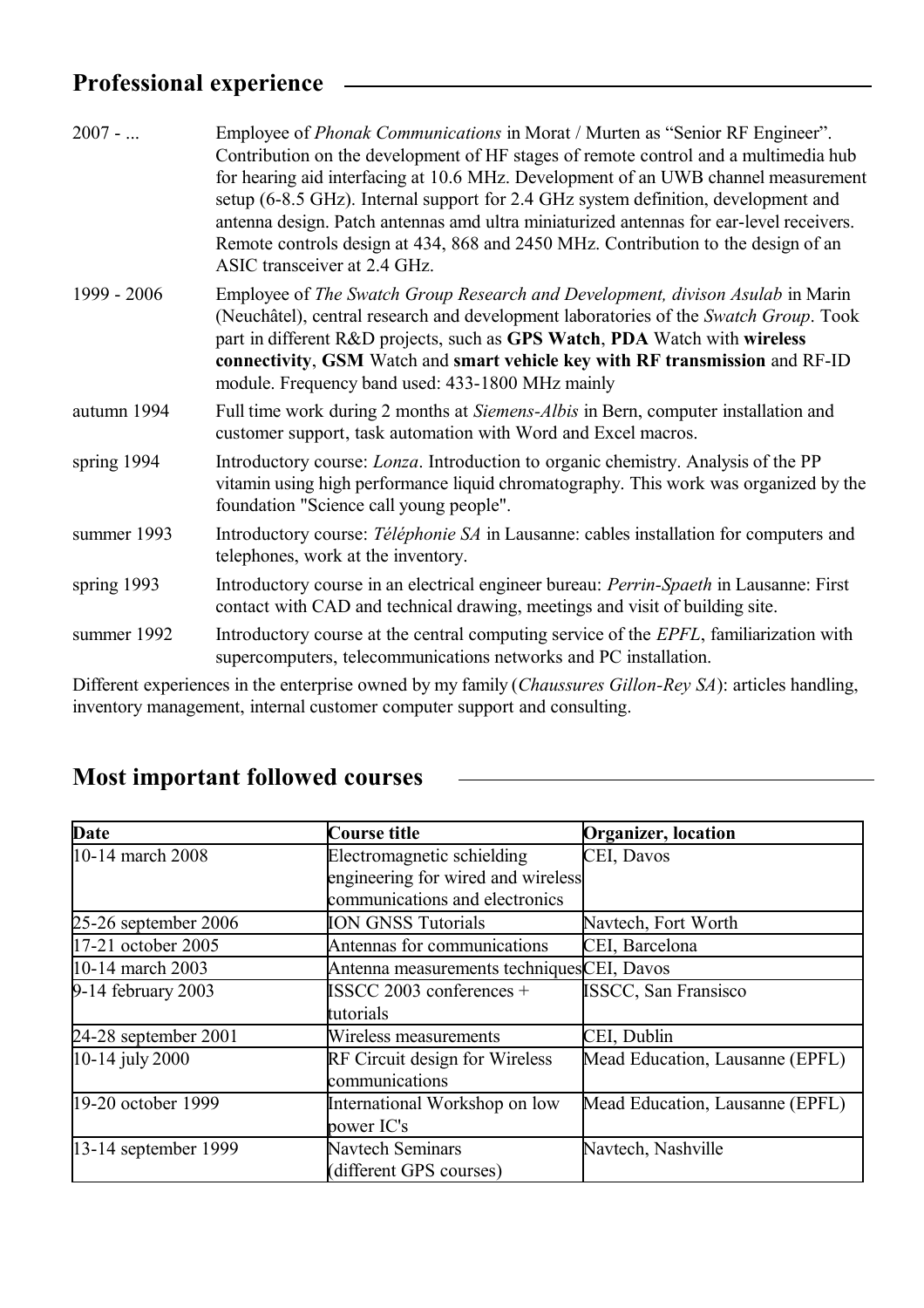## Professional experience

| | |
|---|---|
| 2007 - ... | Employee of *Phonak Communications* in Morat / Murten as "Senior RF Engineer". Contribution on the development of HF stages of remote control and a multimedia hub for hearing aid interfacing at 10.6 MHz. Development of an UWB channel measurement setup (6-8.5 GHz). Internal support for 2.4 GHz system definition, development and antenna design. Patch antennas amd ultra miniaturized antennas for ear-level receivers. Remote controls design at 434, 868 and 2450 MHz. Contribution to the design of an ASIC transceiver at 2.4 GHz. |
| 1999 - 2006 | Employee of *The Swatch Group Research and Development, divison Asulab* in Marin (Neuchâtel), central research and development laboratories of the *Swatch Group*. Took part in different R&D projects, such as **GPS Watch**, **PDA** Watch with **wireless connectivity**, **GSM** Watch and **smart vehicle key with RF transmission** and RF-ID module. Frequency band used: 433-1800 MHz mainly |
| autumn 1994 | Full time work during 2 months at *Siemens-Albis* in Bern, computer installation and customer support, task automation with Word and Excel macros. |
| spring 1994 | Introductory course: *Lonza*. Introduction to organic chemistry. Analysis of the PP vitamin using high performance liquid chromatography. This work was organized by the foundation "Science call young people". |
| summer 1993 | Introductory course: *Téléphonie SA* in Lausanne: cables installation for computers and telephones, work at the inventory. |
| spring 1993 | Introductory course in an electrical engineer bureau: *Perrin-Spaeth* in Lausanne: First contact with CAD and technical drawing, meetings and visit of building site. |
| summer 1992 | Introductory course at the central computing service of the *EPFL*, familiarization with supercomputers, telecommunications networks and PC installation. |

Different experiences in the enterprise owned by my family (*Chaussures Gillon-Rey SA*): articles handling, inventory management, internal customer computer support and consulting.

## Most important followed courses

| Date | Course title | Organizer, location |
|---|---|---|
| 10-14 march 2008 | Electromagnetic schielding engineering for wired and wireless communications and electronics | CEI, Davos |
| 25-26 september 2006 | ION GNSS Tutorials | Navtech, Fort Worth |
| 17-21 october 2005 | Antennas for communications | CEI, Barcelona |
| 10-14 march 2003 | Antenna measurements techniques | CEI, Davos |
| 9-14 february 2003 | ISSCC 2003 conferences + tutorials | ISSCC, San Fransisco |
| 24-28 september 2001 | Wireless measurements | CEI, Dublin |
| 10-14 july 2000 | RF Circuit design for Wireless communications | Mead Education, Lausanne (EPFL) |
| 19-20 october 1999 | International Workshop on low power IC's | Mead Education, Lausanne (EPFL) |
| 13-14 september 1999 | Navtech Seminars (different GPS courses) | Navtech, Nashville |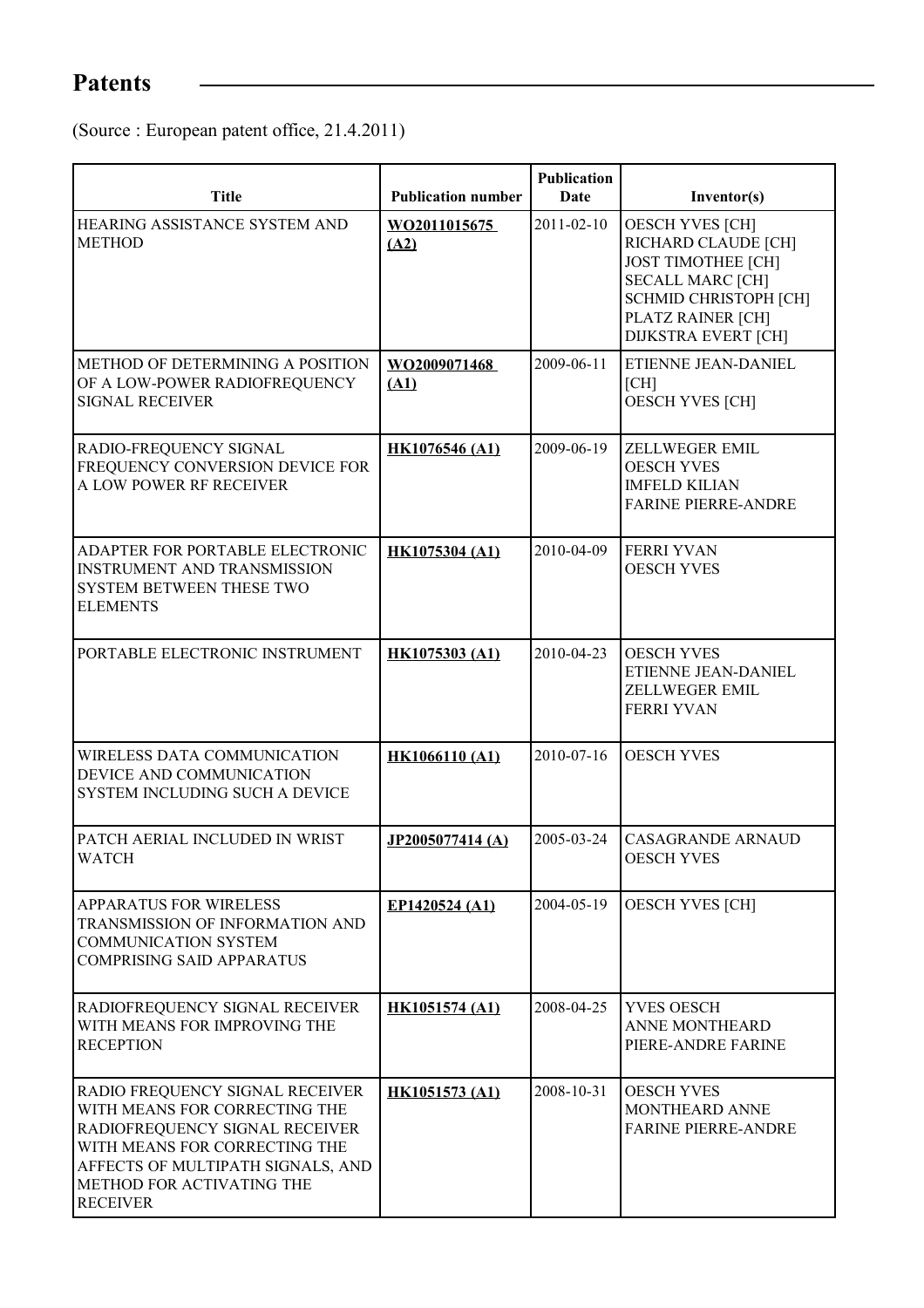## Patents

(Source : European patent office, 21.4.2011)

| Title | Publication number | Publication Date | Inventor(s) |
|---|---|---|---|
| HEARING ASSISTANCE SYSTEM AND METHOD | WO2011015675 (A2) | 2011-02-10 | OESCH YVES [CH]<br>RICHARD CLAUDE [CH]<br>JOST TIMOTHEE [CH]<br>SECALL MARC [CH]<br>SCHMID CHRISTOPH [CH]<br>PLATZ RAINER [CH]<br>DIJKSTRA EVERT [CH] |
| METHOD OF DETERMINING A POSITION OF A LOW-POWER RADIOFREQUENCY SIGNAL RECEIVER | WO2009071468 (A1) | 2009-06-11 | ETIENNE JEAN-DANIEL [CH]<br>OESCH YVES [CH] |
| RADIO-FREQUENCY SIGNAL FREQUENCY CONVERSION DEVICE FOR A LOW POWER RF RECEIVER | HK1076546 (A1) | 2009-06-19 | ZELLWEGER EMIL<br>OESCH YVES<br>IMFELD KILIAN<br>FARINE PIERRE-ANDRE |
| ADAPTER FOR PORTABLE ELECTRONIC INSTRUMENT AND TRANSMISSION SYSTEM BETWEEN THESE TWO ELEMENTS | HK1075304 (A1) | 2010-04-09 | FERRI YVAN<br>OESCH YVES |
| PORTABLE ELECTRONIC INSTRUMENT | HK1075303 (A1) | 2010-04-23 | OESCH YVES<br>ETIENNE JEAN-DANIEL<br>ZELLWEGER EMIL<br>FERRI YVAN |
| WIRELESS DATA COMMUNICATION DEVICE AND COMMUNICATION SYSTEM INCLUDING SUCH A DEVICE | HK1066110 (A1) | 2010-07-16 | OESCH YVES |
| PATCH AERIAL INCLUDED IN WRIST WATCH | JP2005077414 (A) | 2005-03-24 | CASAGRANDE ARNAUD<br>OESCH YVES |
| APPARATUS FOR WIRELESS TRANSMISSION OF INFORMATION AND COMMUNICATION SYSTEM COMPRISING SAID APPARATUS | EP1420524 (A1) | 2004-05-19 | OESCH YVES [CH] |
| RADIOFREQUENCY SIGNAL RECEIVER WITH MEANS FOR IMPROVING THE RECEPTION | HK1051574 (A1) | 2008-04-25 | YVES OESCH<br>ANNE MONTHEARD<br>PIERE-ANDRE FARINE |
| RADIO FREQUENCY SIGNAL RECEIVER WITH MEANS FOR CORRECTING THE RADIOFREQUENCY SIGNAL RECEIVER WITH MEANS FOR CORRECTING THE AFFECTS OF MULTIPATH SIGNALS, AND METHOD FOR ACTIVATING THE RECEIVER | HK1051573 (A1) | 2008-10-31 | OESCH YVES<br>MONTHEARD ANNE<br>FARINE PIERRE-ANDRE |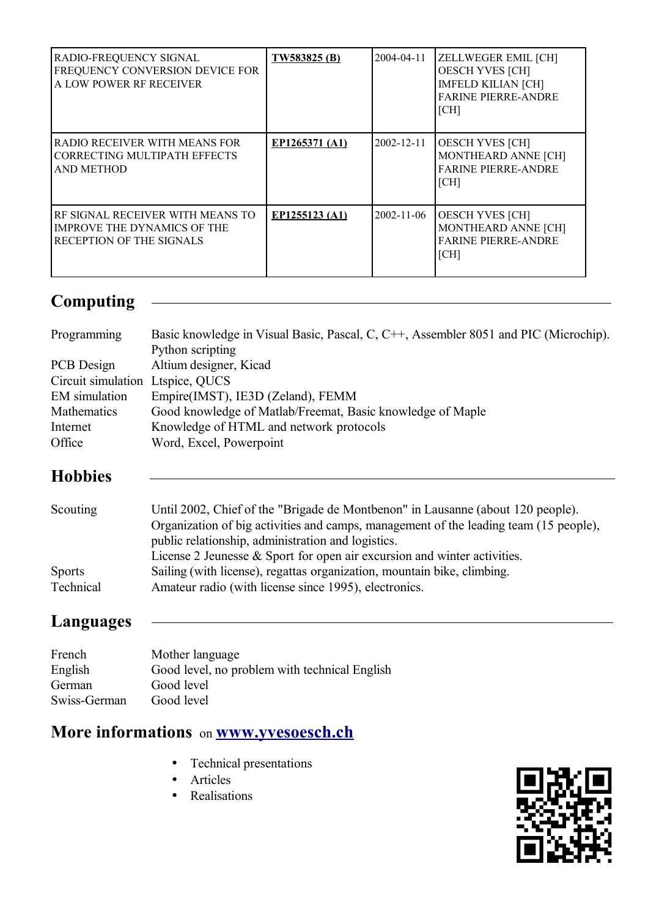| | | | |
|---|---|---|---|
| RADIO-FREQUENCY SIGNAL FREQUENCY CONVERSION DEVICE FOR A LOW POWER RF RECEIVER | **TW583825 (B)** | 2004-04-11 | ZELLWEGER EMIL [CH]<br>OESCH YVES [CH]<br>IMFELD KILIAN [CH]<br>FARINE PIERRE-ANDRE [CH] |
| RADIO RECEIVER WITH MEANS FOR CORRECTING MULTIPATH EFFECTS AND METHOD | **EP1265371 (A1)** | 2002-12-11 | OESCH YVES [CH]<br>MONTHEARD ANNE [CH]<br>FARINE PIERRE-ANDRE [CH] |
| RF SIGNAL RECEIVER WITH MEANS TO IMPROVE THE DYNAMICS OF THE RECEPTION OF THE SIGNALS | **EP1255123 (A1)** | 2002-11-06 | OESCH YVES [CH]<br>MONTHEARD ANNE [CH]<br>FARINE PIERRE-ANDRE [CH] |

## Computing

| | |
|---|---|
| Programming | Basic knowledge in Visual Basic, Pascal, C, C++, Assembler 8051 and PIC (Microchip). Python scripting |
| PCB Design | Altium designer, Kicad |
| Circuit simulation | Ltspice, QUCS |
| EM simulation | Empire(IMST), IE3D (Zeland), FEMM |
| Mathematics | Good knowledge of Matlab/Freemat, Basic knowledge of Maple |
| Internet | Knowledge of HTML and network protocols |
| Office | Word, Excel, Powerpoint |

## Hobbies

| | |
|---|---|
| Scouting | Until 2002, Chief of the "Brigade de Montbenon" in Lausanne (about 120 people). Organization of big activities and camps, management of the leading team (15 people), public relationship, administration and logistics.<br>License 2 Jeunesse & Sport for open air excursion and winter activities. |
| Sports | Sailing (with license), regattas organization, mountain bike, climbing. |
| Technical | Amateur radio (with license since 1995), electronics. |

## Languages

| | |
|---|---|
| French | Mother language |
| English | Good level, no problem with technical English |
| German | Good level |
| Swiss-German | Good level |

## More informations on **www.yvesoesch.ch**

- Technical presentations
- Articles
- Realisations